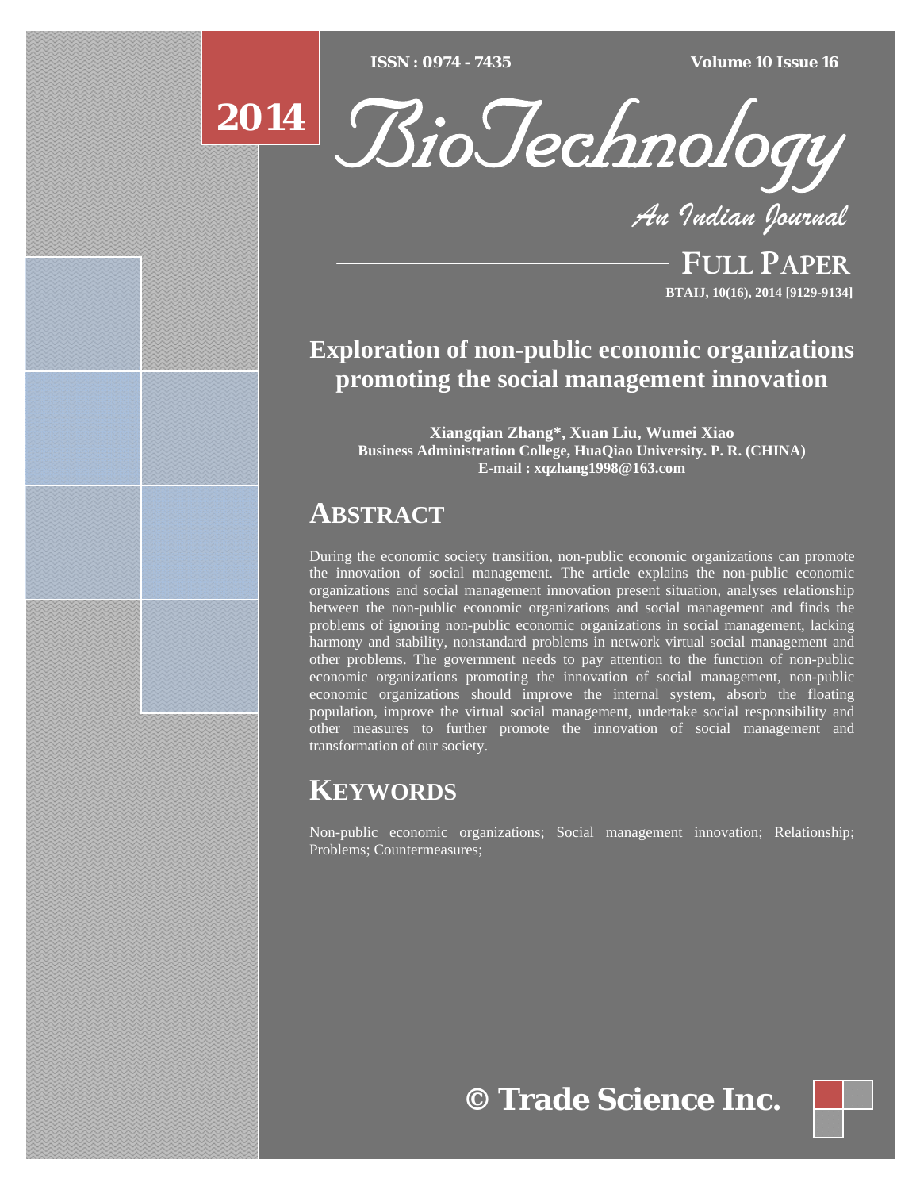FULL PAPER

# Exploration of non-public economic organizations promoting the social management innovation

**Xiangqian Zhang*, Xuan Liu, Wumei Xiao**
**Business Administration College, HuaQiao University. P. R. (CHINA)**
**E-mail : xqzhang1998@163.com**

## ABSTRACT

During the economic society transition, non-public economic organizations can promote the innovation of social management. The article explains the non-public economic organizations and social management innovation present situation, analyses relationship between the non-public economic organizations and social management and finds the problems of ignoring non-public economic organizations in social management, lacking harmony and stability, nonstandard problems in network virtual social management and other problems. The government needs to pay attention to the function of non-public economic organizations promoting the innovation of social management, non-public economic organizations should improve the internal system, absorb the floating population, improve the virtual social management, undertake social responsibility and other measures to further promote the innovation of social management and transformation of our society.

## KEYWORDS

Non-public economic organizations; Social management innovation; Relationship; Problems; Countermeasures;

© Trade Science Inc.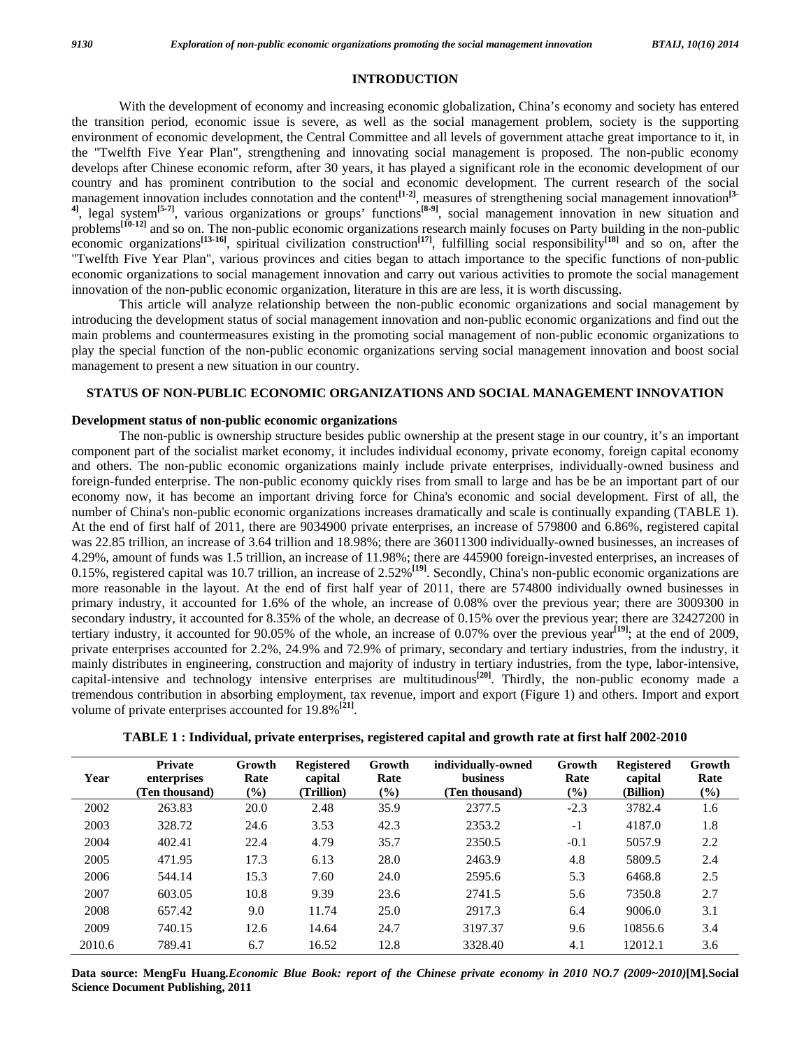## INTRODUCTION

With the development of economy and increasing economic globalization, China's economy and society has entered the transition period, economic issue is severe, as well as the social management problem, society is the supporting environment of economic development, the Central Committee and all levels of government attache great importance to it, in the "Twelfth Five Year Plan", strengthening and innovating social management is proposed. The non-public economy develops after Chinese economic reform, after 30 years, it has played a significant role in the economic development of our country and has prominent contribution to the social and economic development. The current research of the social management innovation includes connotation and the content[1-2], measures of strengthening social management innovation[3-4], legal system[5-7], various organizations or groups' functions[8-9], social management innovation in new situation and problems[10-12] and so on. The non-public economic organizations research mainly focuses on Party building in the non-public economic organizations[13-16], spiritual civilization construction[17], fulfilling social responsibility[18] and so on, after the "Twelfth Five Year Plan", various provinces and cities began to attach importance to the specific functions of non-public economic organizations to social management innovation and carry out various activities to promote the social management innovation of the non-public economic organization, literature in this are are less, it is worth discussing.

This article will analyze relationship between the non-public economic organizations and social management by introducing the development status of social management innovation and non-public economic organizations and find out the main problems and countermeasures existing in the promoting social management of non-public economic organizations to play the special function of the non-public economic organizations serving social management innovation and boost social management to present a new situation in our country.

## STATUS OF NON-PUBLIC ECONOMIC ORGANIZATIONS AND SOCIAL MANAGEMENT INNOVATION

### Development status of non-public economic organizations

The non-public is ownership structure besides public ownership at the present stage in our country, it's an important component part of the socialist market economy, it includes individual economy, private economy, foreign capital economy and others. The non-public economic organizations mainly include private enterprises, individually-owned business and foreign-funded enterprise. The non-public economy quickly rises from small to large and has be be an important part of our economy now, it has become an important driving force for China's economic and social development. First of all, the number of China's non-public economic organizations increases dramatically and scale is continually expanding (TABLE 1). At the end of first half of 2011, there are 9034900 private enterprises, an increase of 579800 and 6.86%, registered capital was 22.85 trillion, an increase of 3.64 trillion and 18.98%; there are 36011300 individually-owned businesses, an increases of 4.29%, amount of funds was 1.5 trillion, an increase of 11.98%; there are 445900 foreign-invested enterprises, an increases of 0.15%, registered capital was 10.7 trillion, an increase of 2.52%[19]. Secondly, China's non-public economic organizations are more reasonable in the layout. At the end of first half year of 2011, there are 574800 individually owned businesses in primary industry, it accounted for 1.6% of the whole, an increase of 0.08% over the previous year; there are 3009300 in secondary industry, it accounted for 8.35% of the whole, an decrease of 0.15% over the previous year; there are 32427200 in tertiary industry, it accounted for 90.05% of the whole, an increase of 0.07% over the previous year[19]; at the end of 2009, private enterprises accounted for 2.2%, 24.9% and 72.9% of primary, secondary and tertiary industries, from the industry, it mainly distributes in engineering, construction and majority of industry in tertiary industries, from the type, labor-intensive, capital-intensive and technology intensive enterprises are multitudinous[20]. Thirdly, the non-public economy made a tremendous contribution in absorbing employment, tax revenue, import and export (Figure 1) and others. Import and export volume of private enterprises accounted for 19.8%[21].

**TABLE 1 : Individual, private enterprises, registered capital and growth rate at first half 2002-2010**

| Year | Private enterprises (Ten thousand) | Growth Rate (%) | Registered capital (Trillion) | Growth Rate (%) | individually-owned business (Ten thousand) | Growth Rate (%) | Registered capital (Billion) | Growth Rate (%) |
|---|---|---|---|---|---|---|---|---|
| 2002 | 263.83 | 20.0 | 2.48 | 35.9 | 2377.5 | -2.3 | 3782.4 | 1.6 |
| 2003 | 328.72 | 24.6 | 3.53 | 42.3 | 2353.2 | -1 | 4187.0 | 1.8 |
| 2004 | 402.41 | 22.4 | 4.79 | 35.7 | 2350.5 | -0.1 | 5057.9 | 2.2 |
| 2005 | 471.95 | 17.3 | 6.13 | 28.0 | 2463.9 | 4.8 | 5809.5 | 2.4 |
| 2006 | 544.14 | 15.3 | 7.60 | 24.0 | 2595.6 | 5.3 | 6468.8 | 2.5 |
| 2007 | 603.05 | 10.8 | 9.39 | 23.6 | 2741.5 | 5.6 | 7350.8 | 2.7 |
| 2008 | 657.42 | 9.0 | 11.74 | 25.0 | 2917.3 | 6.4 | 9006.0 | 3.1 |
| 2009 | 740.15 | 12.6 | 14.64 | 24.7 | 3197.37 | 9.6 | 10856.6 | 3.4 |
| 2010.6 | 789.41 | 6.7 | 16.52 | 12.8 | 3328.40 | 4.1 | 12012.1 | 3.6 |

**Data source: MengFu Huang.*Economic Blue Book: report of the Chinese private economy in 2010 NO.7 (2009~2010)*[M].Social Science Document Publishing, 2011**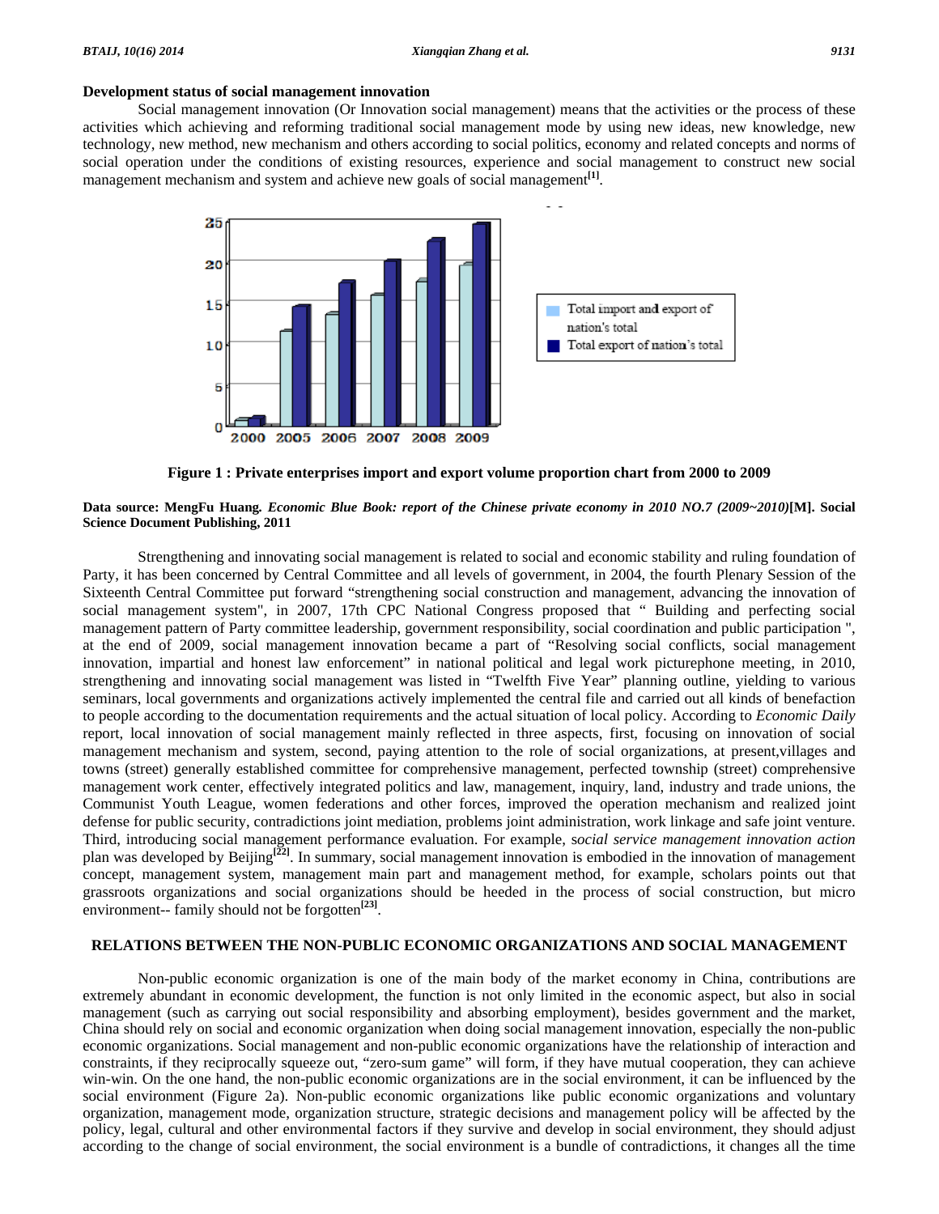**Development status of social management innovation**

Social management innovation (Or Innovation social management) means that the activities or the process of these activities which achieving and reforming traditional social management mode by using new ideas, new knowledge, new technology, new method, new mechanism and others according to social politics, economy and related concepts and norms of social operation under the conditions of existing resources, experience and social management to construct new social management mechanism and system and achieve new goals of social management[1].

**Figure 1 : Private enterprises import and export volume proportion chart from 2000 to 2009**

**Data source: MengFu Huang.** ***Economic Blue Book: report of the Chinese private economy in 2010 NO.7 (2009~2010)*****[M]. Social Science Document Publishing, 2011**

Strengthening and innovating social management is related to social and economic stability and ruling foundation of Party, it has been concerned by Central Committee and all levels of government, in 2004, the fourth Plenary Session of the Sixteenth Central Committee put forward "strengthening social construction and management, advancing the innovation of social management system", in 2007, 17th CPC National Congress proposed that " Building and perfecting social management pattern of Party committee leadership, government responsibility, social coordination and public participation ", at the end of 2009, social management innovation became a part of "Resolving social conflicts, social management innovation, impartial and honest law enforcement" in national political and legal work picturephone meeting, in 2010, strengthening and innovating social management was listed in "Twelfth Five Year" planning outline, yielding to various seminars, local governments and organizations actively implemented the central file and carried out all kinds of benefaction to people according to the documentation requirements and the actual situation of local policy. According to *Economic Daily* report, local innovation of social management mainly reflected in three aspects, first, focusing on innovation of social management mechanism and system, second, paying attention to the role of social organizations, at present,villages and towns (street) generally established committee for comprehensive management, perfected township (street) comprehensive management work center, effectively integrated politics and law, management, inquiry, land, industry and trade unions, the Communist Youth League, women federations and other forces, improved the operation mechanism and realized joint defense for public security, contradictions joint mediation, problems joint administration, work linkage and safe joint venture. Third, introducing social management performance evaluation. For example, s*ocial service management innovation action* plan was developed by Beijing[22]. In summary, social management innovation is embodied in the innovation of management concept, management system, management main part and management method, for example, scholars points out that grassroots organizations and social organizations should be heeded in the process of social construction, but micro environment-- family should not be forgotten[23].

## RELATIONS BETWEEN THE NON-PUBLIC ECONOMIC ORGANIZATIONS AND SOCIAL MANAGEMENT

Non-public economic organization is one of the main body of the market economy in China, contributions are extremely abundant in economic development, the function is not only limited in the economic aspect, but also in social management (such as carrying out social responsibility and absorbing employment), besides government and the market, China should rely on social and economic organization when doing social management innovation, especially the non-public economic organizations. Social management and non-public economic organizations have the relationship of interaction and constraints, if they reciprocally squeeze out, "zero-sum game" will form, if they have mutual cooperation, they can achieve win-win. On the one hand, the non-public economic organizations are in the social environment, it can be influenced by the social environment (Figure 2a). Non-public economic organizations like public economic organizations and voluntary organization, management mode, organization structure, strategic decisions and management policy will be affected by the policy, legal, cultural and other environmental factors if they survive and develop in social environment, they should adjust according to the change of social environment, the social environment is a bundle of contradictions, it changes all the time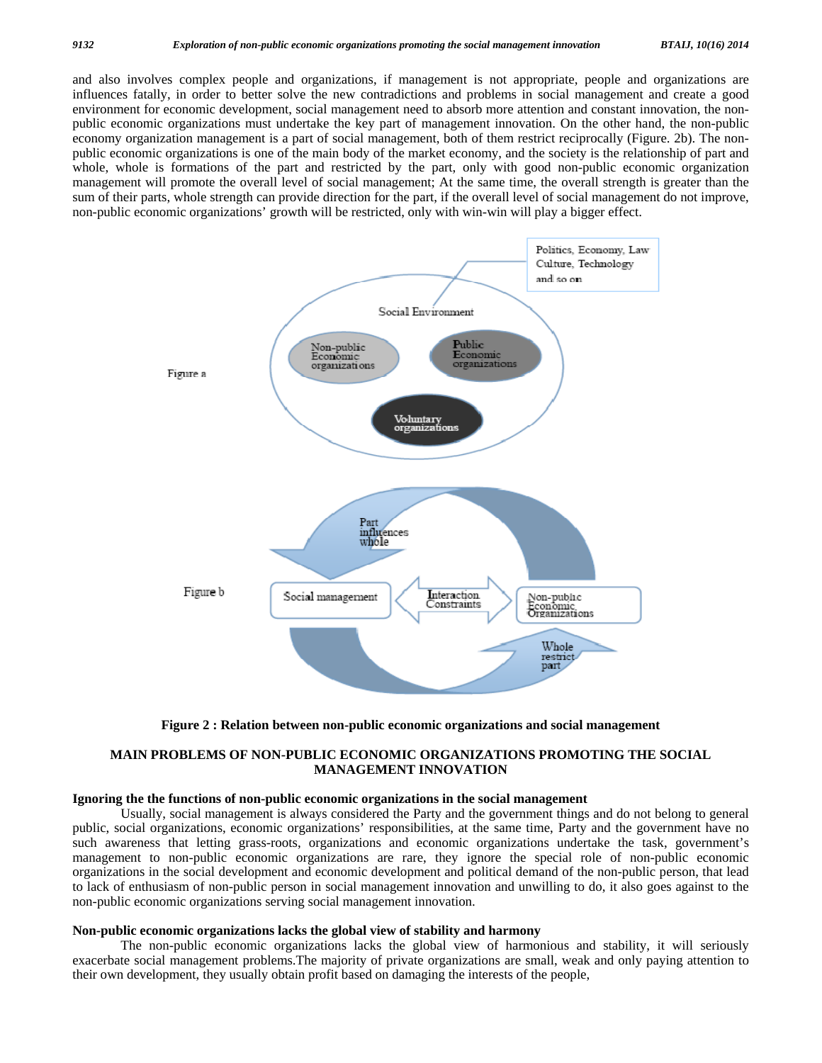and also involves complex people and organizations, if management is not appropriate, people and organizations are influences fatally, in order to better solve the new contradictions and problems in social management and create a good environment for economic development, social management need to absorb more attention and constant innovation, the non-public economic organizations must undertake the key part of management innovation. On the other hand, the non-public economy organization management is a part of social management, both of them restrict reciprocally (Figure. 2b). The non-public economic organizations is one of the main body of the market economy, and the society is the relationship of part and whole, whole is formations of the part and restricted by the part, only with good non-public economic organization management will promote the overall level of social management; At the same time, the overall strength is greater than the sum of their parts, whole strength can provide direction for the part, if the overall level of social management do not improve, non-public economic organizations' growth will be restricted, only with win-win will play a bigger effect.

**Figure 2 : Relation between non-public economic organizations and social management**

## MAIN PROBLEMS OF NON-PUBLIC ECONOMIC ORGANIZATIONS PROMOTING THE SOCIAL MANAGEMENT INNOVATION

### Ignoring the the functions of non-public economic organizations in the social management

Usually, social management is always considered the Party and the government things and do not belong to general public, social organizations, economic organizations' responsibilities, at the same time, Party and the government have no such awareness that letting grass-roots, organizations and economic organizations undertake the task, government's management to non-public economic organizations are rare, they ignore the special role of non-public economic organizations in the social development and economic development and political demand of the non-public person, that lead to lack of enthusiasm of non-public person in social management innovation and unwilling to do, it also goes against to the non-public economic organizations serving social management innovation.

### Non-public economic organizations lacks the global view of stability and harmony

The non-public economic organizations lacks the global view of harmonious and stability, it will seriously exacerbate social management problems.The majority of private organizations are small, weak and only paying attention to their own development, they usually obtain profit based on damaging the interests of the people,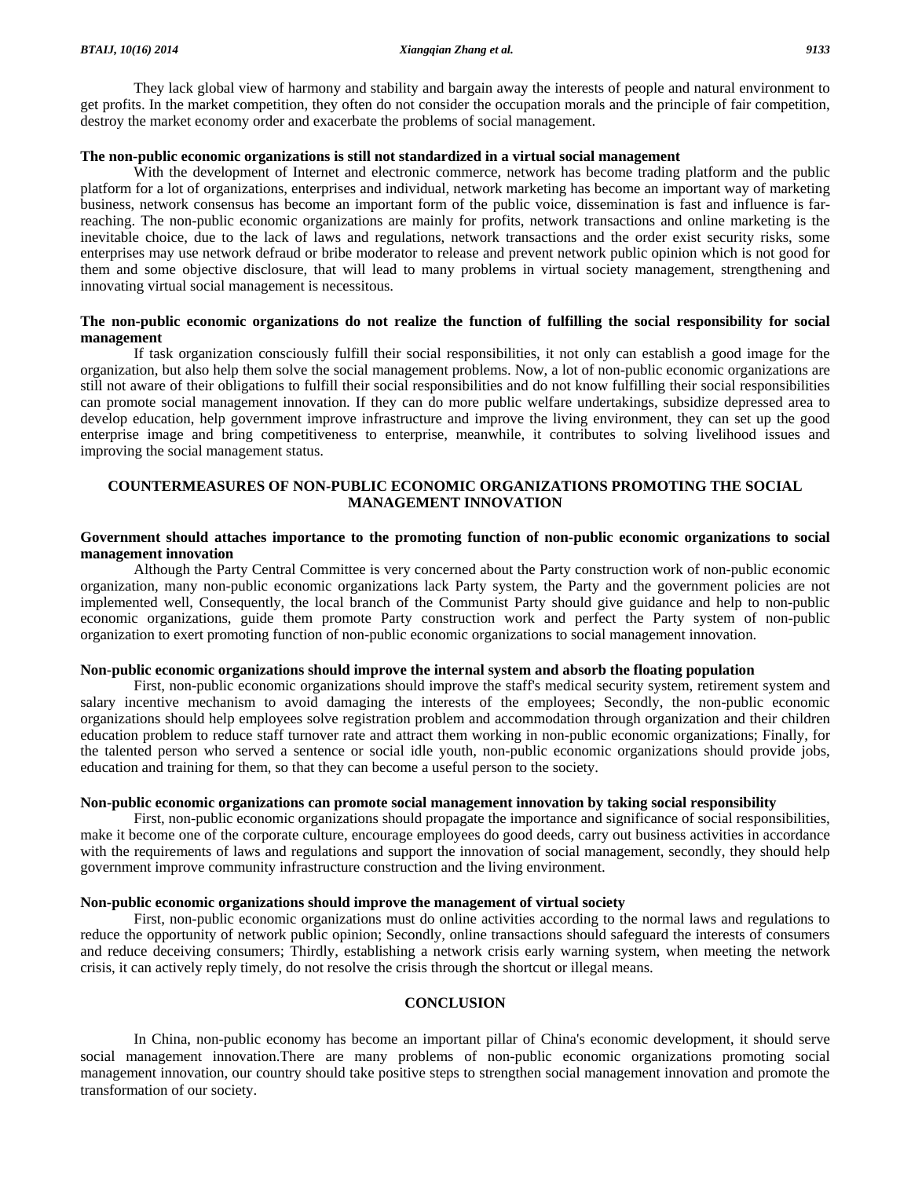They lack global view of harmony and stability and bargain away the interests of people and natural environment to get profits. In the market competition, they often do not consider the occupation morals and the principle of fair competition, destroy the market economy order and exacerbate the problems of social management.

**The non-public economic organizations is still not standardized in a virtual social management**

With the development of Internet and electronic commerce, network has become trading platform and the public platform for a lot of organizations, enterprises and individual, network marketing has become an important way of marketing business, network consensus has become an important form of the public voice, dissemination is fast and influence is far-reaching. The non-public economic organizations are mainly for profits, network transactions and online marketing is the inevitable choice, due to the lack of laws and regulations, network transactions and the order exist security risks, some enterprises may use network defraud or bribe moderator to release and prevent network public opinion which is not good for them and some objective disclosure, that will lead to many problems in virtual society management, strengthening and innovating virtual social management is necessitous.

**The non-public economic organizations do not realize the function of fulfilling the social responsibility for social management**

If task organization consciously fulfill their social responsibilities, it not only can establish a good image for the organization, but also help them solve the social management problems. Now, a lot of non-public economic organizations are still not aware of their obligations to fulfill their social responsibilities and do not know fulfilling their social responsibilities can promote social management innovation. If they can do more public welfare undertakings, subsidize depressed area to develop education, help government improve infrastructure and improve the living environment, they can set up the good enterprise image and bring competitiveness to enterprise, meanwhile, it contributes to solving livelihood issues and improving the social management status.

## COUNTERMEASURES OF NON-PUBLIC ECONOMIC ORGANIZATIONS PROMOTING THE SOCIAL MANAGEMENT INNOVATION

**Government should attaches importance to the promoting function of non-public economic organizations to social management innovation**

Although the Party Central Committee is very concerned about the Party construction work of non-public economic organization, many non-public economic organizations lack Party system, the Party and the government policies are not implemented well, Consequently, the local branch of the Communist Party should give guidance and help to non-public economic organizations, guide them promote Party construction work and perfect the Party system of non-public organization to exert promoting function of non-public economic organizations to social management innovation.

**Non-public economic organizations should improve the internal system and absorb the floating population**

First, non-public economic organizations should improve the staff's medical security system, retirement system and salary incentive mechanism to avoid damaging the interests of the employees; Secondly, the non-public economic organizations should help employees solve registration problem and accommodation through organization and their children education problem to reduce staff turnover rate and attract them working in non-public economic organizations; Finally, for the talented person who served a sentence or social idle youth, non-public economic organizations should provide jobs, education and training for them, so that they can become a useful person to the society.

**Non-public economic organizations can promote social management innovation by taking social responsibility**

First, non-public economic organizations should propagate the importance and significance of social responsibilities, make it become one of the corporate culture, encourage employees do good deeds, carry out business activities in accordance with the requirements of laws and regulations and support the innovation of social management, secondly, they should help government improve community infrastructure construction and the living environment.

**Non-public economic organizations should improve the management of virtual society**

First, non-public economic organizations must do online activities according to the normal laws and regulations to reduce the opportunity of network public opinion; Secondly, online transactions should safeguard the interests of consumers and reduce deceiving consumers; Thirdly, establishing a network crisis early warning system, when meeting the network crisis, it can actively reply timely, do not resolve the crisis through the shortcut or illegal means.

## CONCLUSION

In China, non-public economy has become an important pillar of China's economic development, it should serve social management innovation.There are many problems of non-public economic organizations promoting social management innovation, our country should take positive steps to strengthen social management innovation and promote the transformation of our society.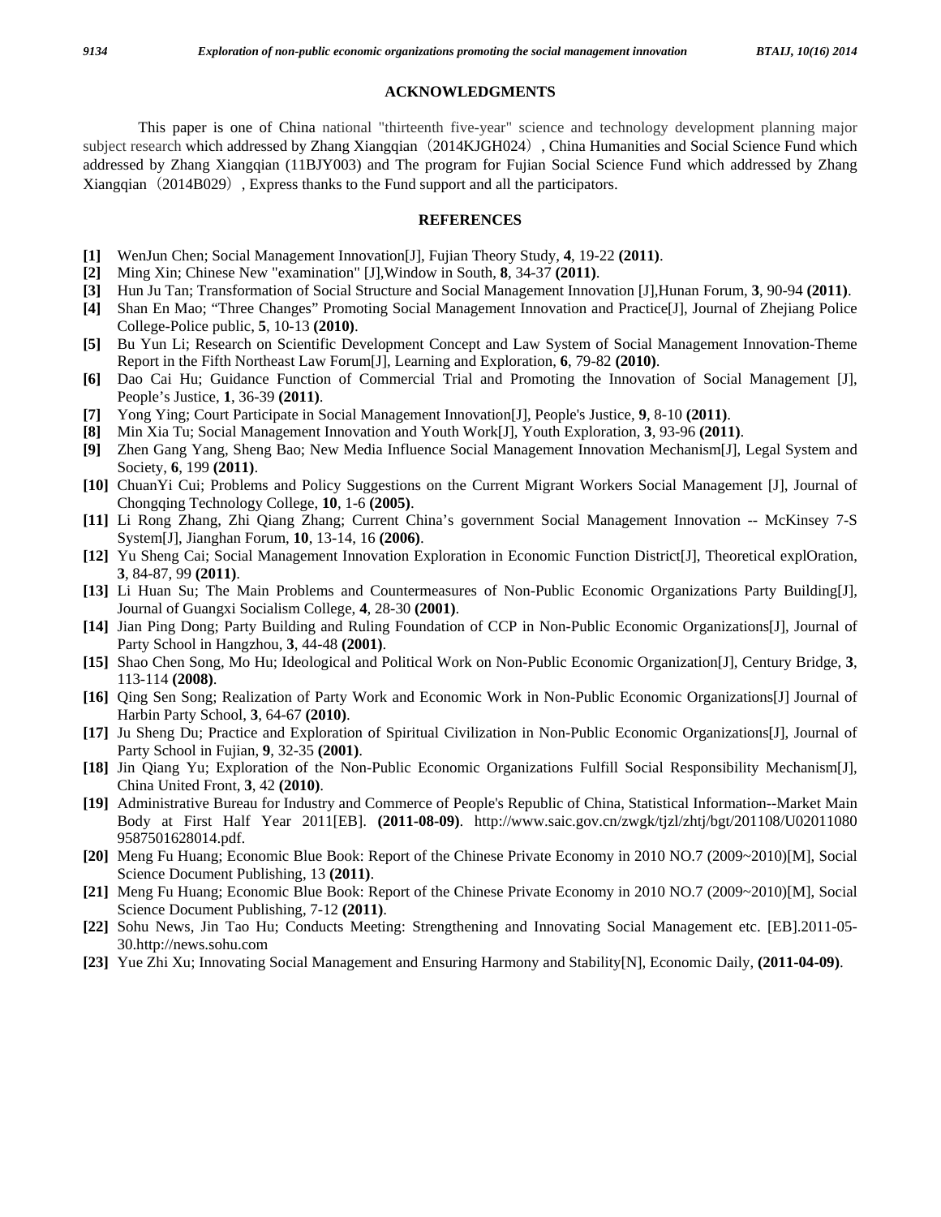## ACKNOWLEDGMENTS

This paper is one of China national "thirteenth five-year" science and technology development planning major subject research which addressed by Zhang Xiangqian（2014KJGH024）, China Humanities and Social Science Fund which addressed by Zhang Xiangqian (11BJY003) and The program for Fujian Social Science Fund which addressed by Zhang Xiangqian（2014B029）, Express thanks to the Fund support and all the participators.

## REFERENCES

**[1]** WenJun Chen; Social Management Innovation[J], Fujian Theory Study, **4**, 19-22 **(2011)**.

**[2]** Ming Xin; Chinese New "examination" [J],Window in South, **8**, 34-37 **(2011)**.

**[3]** Hun Ju Tan; Transformation of Social Structure and Social Management Innovation [J],Hunan Forum, **3**, 90-94 **(2011)**.

**[4]** Shan En Mao; "Three Changes" Promoting Social Management Innovation and Practice[J], Journal of Zhejiang Police College-Police public, **5**, 10-13 **(2010)**.

**[5]** Bu Yun Li; Research on Scientific Development Concept and Law System of Social Management Innovation-Theme Report in the Fifth Northeast Law Forum[J], Learning and Exploration, **6**, 79-82 **(2010)**.

**[6]** Dao Cai Hu; Guidance Function of Commercial Trial and Promoting the Innovation of Social Management [J], People's Justice, **1**, 36-39 **(2011)**.

**[7]** Yong Ying; Court Participate in Social Management Innovation[J], People's Justice, **9**, 8-10 **(2011)**.

**[8]** Min Xia Tu; Social Management Innovation and Youth Work[J], Youth Exploration, **3**, 93-96 **(2011)**.

**[9]** Zhen Gang Yang, Sheng Bao; New Media Influence Social Management Innovation Mechanism[J], Legal System and Society, **6**, 199 **(2011)**.

**[10]** ChuanYi Cui; Problems and Policy Suggestions on the Current Migrant Workers Social Management [J], Journal of Chongqing Technology College, **10**, 1-6 **(2005)**.

**[11]** Li Rong Zhang, Zhi Qiang Zhang; Current China's government Social Management Innovation -- McKinsey 7-S System[J], Jianghan Forum, **10**, 13-14, 16 **(2006)**.

**[12]** Yu Sheng Cai; Social Management Innovation Exploration in Economic Function District[J], Theoretical explOration, **3**, 84-87, 99 **(2011)**.

**[13]** Li Huan Su; The Main Problems and Countermeasures of Non-Public Economic Organizations Party Building[J], Journal of Guangxi Socialism College, **4**, 28-30 **(2001)**.

**[14]** Jian Ping Dong; Party Building and Ruling Foundation of CCP in Non-Public Economic Organizations[J], Journal of Party School in Hangzhou, **3**, 44-48 **(2001)**.

**[15]** Shao Chen Song, Mo Hu; Ideological and Political Work on Non-Public Economic Organization[J], Century Bridge, **3**, 113-114 **(2008)**.

**[16]** Qing Sen Song; Realization of Party Work and Economic Work in Non-Public Economic Organizations[J] Journal of Harbin Party School, **3**, 64-67 **(2010)**.

**[17]** Ju Sheng Du; Practice and Exploration of Spiritual Civilization in Non-Public Economic Organizations[J], Journal of Party School in Fujian, **9**, 32-35 **(2001)**.

**[18]** Jin Qiang Yu; Exploration of the Non-Public Economic Organizations Fulfill Social Responsibility Mechanism[J], China United Front, **3**, 42 **(2010)**.

**[19]** Administrative Bureau for Industry and Commerce of People's Republic of China, Statistical Information--Market Main Body at First Half Year 2011[EB]. **(2011-08-09)**. http://www.saic.gov.cn/zwgk/tjzl/zhtj/bgt/201108/U020110809587501628014.pdf.

**[20]** Meng Fu Huang; Economic Blue Book: Report of the Chinese Private Economy in 2010 NO.7 (2009~2010)[M], Social Science Document Publishing, 13 **(2011)**.

**[21]** Meng Fu Huang; Economic Blue Book: Report of the Chinese Private Economy in 2010 NO.7 (2009~2010)[M], Social Science Document Publishing, 7-12 **(2011)**.

**[22]** Sohu News, Jin Tao Hu; Conducts Meeting: Strengthening and Innovating Social Management etc. [EB].2011-05-30.http://news.sohu.com

**[23]** Yue Zhi Xu; Innovating Social Management and Ensuring Harmony and Stability[N], Economic Daily, **(2011-04-09)**.